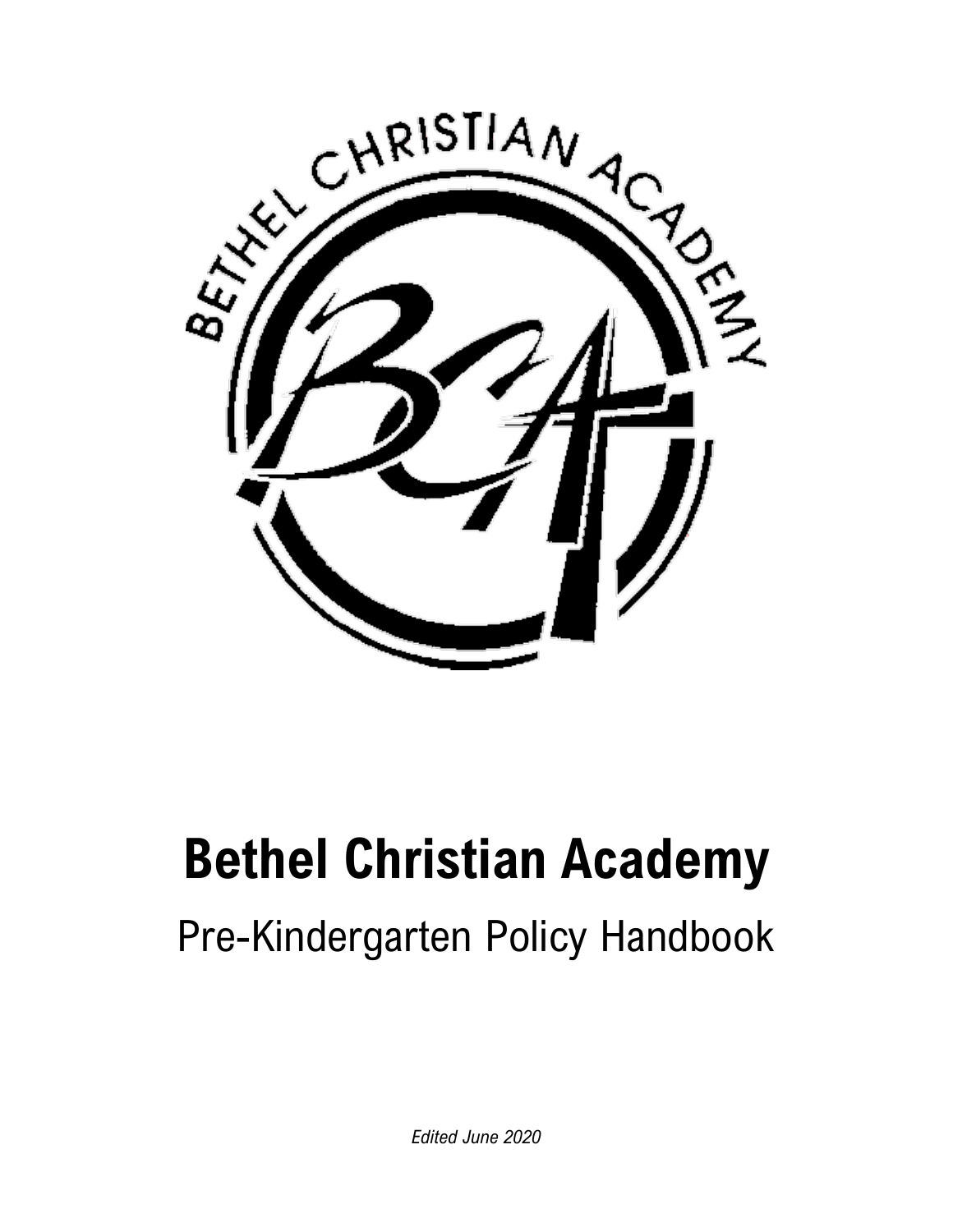# Bethel Christian Academy

## Pre-Kindergarten Policy Handbook

*Edited June 2020*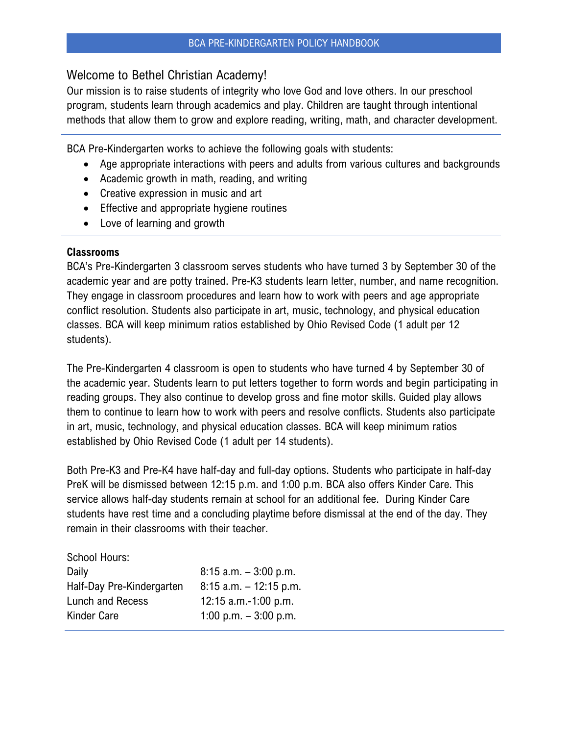## Welcome to Bethel Christian Academy!

Our mission is to raise students of integrity who love God and love others. In our preschool program, students learn through academics and play. Children are taught through intentional methods that allow them to grow and explore reading, writing, math, and character development.

---

BCA Pre-Kindergarten works to achieve the following goals with students:

- Age appropriate interactions with peers and adults from various cultures and backgrounds
- Academic growth in math, reading, and writing
- Creative expression in music and art
- Effective and appropriate hygiene routines
- Love of learning and growth

---

**Classrooms**

BCA's Pre-Kindergarten 3 classroom serves students who have turned 3 by September 30 of the academic year and are potty trained. Pre-K3 students learn letter, number, and name recognition. They engage in classroom procedures and learn how to work with peers and age appropriate conflict resolution. Students also participate in art, music, technology, and physical education classes. BCA will keep minimum ratios established by Ohio Revised Code (1 adult per 12 students).

The Pre-Kindergarten 4 classroom is open to students who have turned 4 by September 30 of the academic year. Students learn to put letters together to form words and begin participating in reading groups. They also continue to develop gross and fine motor skills. Guided play allows them to continue to learn how to work with peers and resolve conflicts. Students also participate in art, music, technology, and physical education classes. BCA will keep minimum ratios established by Ohio Revised Code (1 adult per 14 students).

Both Pre-K3 and Pre-K4 have half-day and full-day options. Students who participate in half-day PreK will be dismissed between 12:15 p.m. and 1:00 p.m. BCA also offers Kinder Care. This service allows half-day students remain at school for an additional fee. During Kinder Care students have rest time and a concluding playtime before dismissal at the end of the day. They remain in their classrooms with their teacher.

School Hours:

| | |
|---|---|
| Daily | 8:15 a.m. – 3:00 p.m. |
| Half-Day Pre-Kindergarten | 8:15 a.m. – 12:15 p.m. |
| Lunch and Recess | 12:15 a.m.-1:00 p.m. |
| Kinder Care | 1:00 p.m. – 3:00 p.m. |

---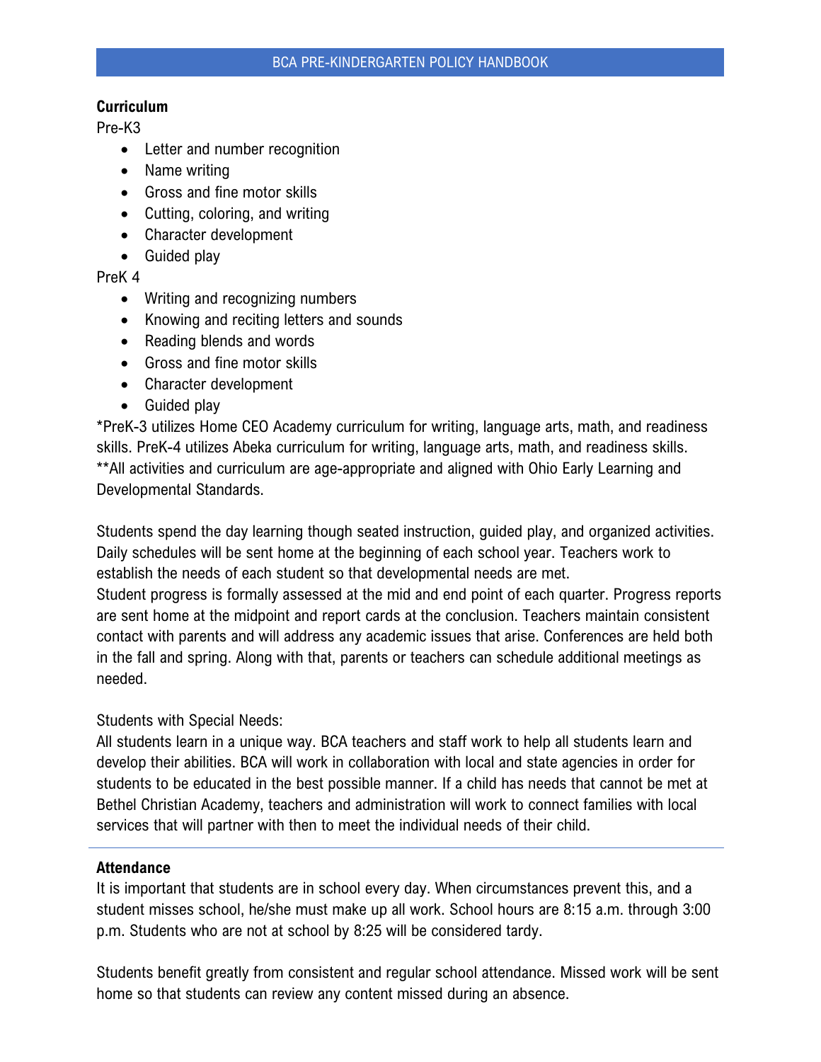## Curriculum

Pre-K3

- Letter and number recognition
- Name writing
- Gross and fine motor skills
- Cutting, coloring, and writing
- Character development
- Guided play

PreK 4

- Writing and recognizing numbers
- Knowing and reciting letters and sounds
- Reading blends and words
- Gross and fine motor skills
- Character development
- Guided play

*PreK-3 utilizes Home CEO Academy curriculum for writing, language arts, math, and readiness skills. PreK-4 utilizes Abeka curriculum for writing, language arts, math, and readiness skills.
**All activities and curriculum are age-appropriate and aligned with Ohio Early Learning and Developmental Standards.

Students spend the day learning though seated instruction, guided play, and organized activities. Daily schedules will be sent home at the beginning of each school year. Teachers work to establish the needs of each student so that developmental needs are met.
Student progress is formally assessed at the mid and end point of each quarter. Progress reports are sent home at the midpoint and report cards at the conclusion. Teachers maintain consistent contact with parents and will address any academic issues that arise. Conferences are held both in the fall and spring. Along with that, parents or teachers can schedule additional meetings as needed.

Students with Special Needs:
All students learn in a unique way. BCA teachers and staff work to help all students learn and develop their abilities. BCA will work in collaboration with local and state agencies in order for students to be educated in the best possible manner. If a child has needs that cannot be met at Bethel Christian Academy, teachers and administration will work to connect families with local services that will partner with then to meet the individual needs of their child.

---

## Attendance

It is important that students are in school every day. When circumstances prevent this, and a student misses school, he/she must make up all work. School hours are 8:15 a.m. through 3:00 p.m. Students who are not at school by 8:25 will be considered tardy.

Students benefit greatly from consistent and regular school attendance. Missed work will be sent home so that students can review any content missed during an absence.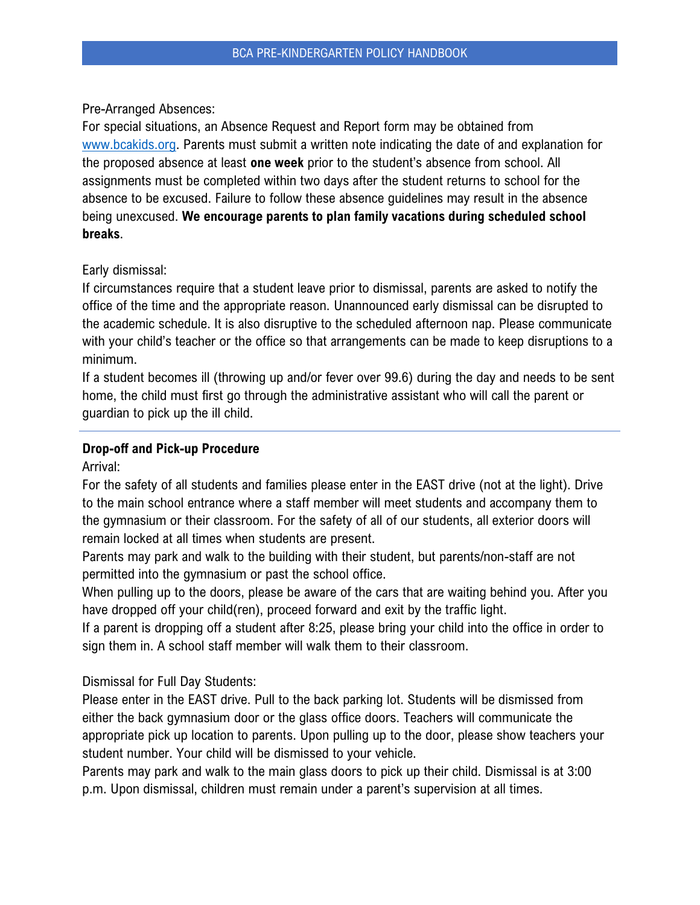Pre-Arranged Absences:
For special situations, an Absence Request and Report form may be obtained from [www.bcakids.org](http://www.bcakids.org). Parents must submit a written note indicating the date of and explanation for the proposed absence at least **one week** prior to the student's absence from school. All assignments must be completed within two days after the student returns to school for the absence to be excused. Failure to follow these absence guidelines may result in the absence being unexcused. **We encourage parents to plan family vacations during scheduled school breaks**.

Early dismissal:
If circumstances require that a student leave prior to dismissal, parents are asked to notify the office of the time and the appropriate reason. Unannounced early dismissal can be disrupted to the academic schedule. It is also disruptive to the scheduled afternoon nap. Please communicate with your child's teacher or the office so that arrangements can be made to keep disruptions to a minimum.
If a student becomes ill (throwing up and/or fever over 99.6) during the day and needs to be sent home, the child must first go through the administrative assistant who will call the parent or guardian to pick up the ill child.

---

**Drop-off and Pick-up Procedure**

Arrival:
For the safety of all students and families please enter in the EAST drive (not at the light). Drive to the main school entrance where a staff member will meet students and accompany them to the gymnasium or their classroom. For the safety of all of our students, all exterior doors will remain locked at all times when students are present.
Parents may park and walk to the building with their student, but parents/non-staff are not permitted into the gymnasium or past the school office.
When pulling up to the doors, please be aware of the cars that are waiting behind you. After you have dropped off your child(ren), proceed forward and exit by the traffic light.
If a parent is dropping off a student after 8:25, please bring your child into the office in order to sign them in. A school staff member will walk them to their classroom.

Dismissal for Full Day Students:
Please enter in the EAST drive. Pull to the back parking lot. Students will be dismissed from either the back gymnasium door or the glass office doors. Teachers will communicate the appropriate pick up location to parents. Upon pulling up to the door, please show teachers your student number. Your child will be dismissed to your vehicle.
Parents may park and walk to the main glass doors to pick up their child. Dismissal is at 3:00 p.m. Upon dismissal, children must remain under a parent's supervision at all times.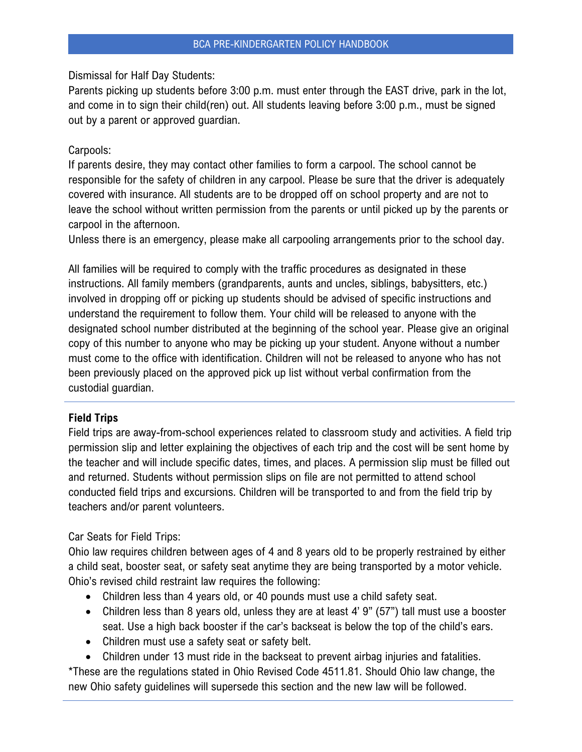Dismissal for Half Day Students:
Parents picking up students before 3:00 p.m. must enter through the EAST drive, park in the lot, and come in to sign their child(ren) out. All students leaving before 3:00 p.m., must be signed out by a parent or approved guardian.

Carpools:
If parents desire, they may contact other families to form a carpool. The school cannot be responsible for the safety of children in any carpool. Please be sure that the driver is adequately covered with insurance. All students are to be dropped off on school property and are not to leave the school without written permission from the parents or until picked up by the parents or carpool in the afternoon.
Unless there is an emergency, please make all carpooling arrangements prior to the school day.

All families will be required to comply with the traffic procedures as designated in these instructions. All family members (grandparents, aunts and uncles, siblings, babysitters, etc.) involved in dropping off or picking up students should be advised of specific instructions and understand the requirement to follow them. Your child will be released to anyone with the designated school number distributed at the beginning of the school year. Please give an original copy of this number to anyone who may be picking up your student. Anyone without a number must come to the office with identification. Children will not be released to anyone who has not been previously placed on the approved pick up list without verbal confirmation from the custodial guardian.

---

**Field Trips**
Field trips are away-from-school experiences related to classroom study and activities. A field trip permission slip and letter explaining the objectives of each trip and the cost will be sent home by the teacher and will include specific dates, times, and places. A permission slip must be filled out and returned. Students without permission slips on file are not permitted to attend school conducted field trips and excursions. Children will be transported to and from the field trip by teachers and/or parent volunteers.

Car Seats for Field Trips:
Ohio law requires children between ages of 4 and 8 years old to be properly restrained by either a child seat, booster seat, or safety seat anytime they are being transported by a motor vehicle. Ohio's revised child restraint law requires the following:

- Children less than 4 years old, or 40 pounds must use a child safety seat.
- Children less than 8 years old, unless they are at least 4' 9" (57") tall must use a booster seat. Use a high back booster if the car's backseat is below the top of the child's ears.
- Children must use a safety seat or safety belt.
- Children under 13 must ride in the backseat to prevent airbag injuries and fatalities.

*These are the regulations stated in Ohio Revised Code 4511.81. Should Ohio law change, the new Ohio safety guidelines will supersede this section and the new law will be followed.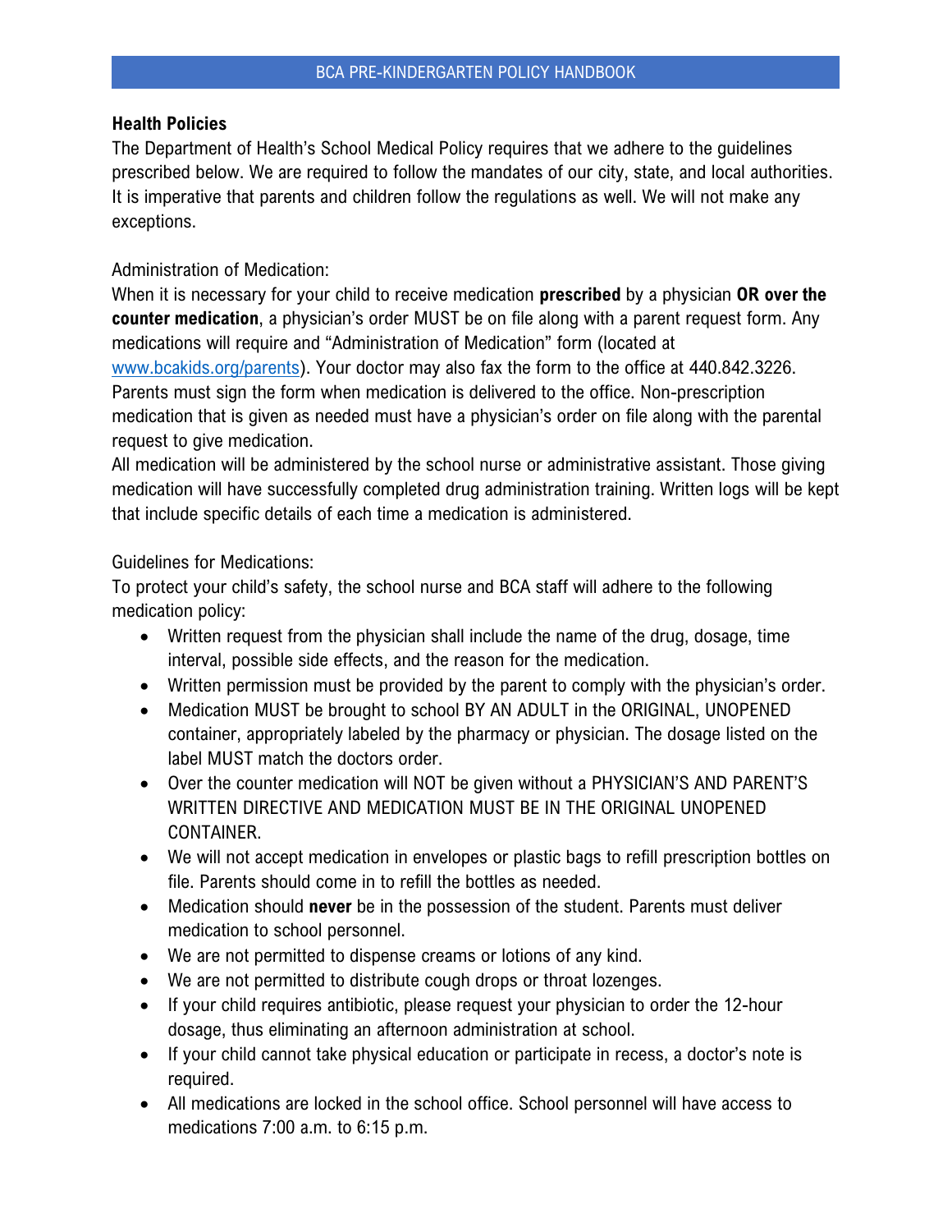**Health Policies**

The Department of Health's School Medical Policy requires that we adhere to the guidelines prescribed below. We are required to follow the mandates of our city, state, and local authorities. It is imperative that parents and children follow the regulations as well. We will not make any exceptions.

Administration of Medication:

When it is necessary for your child to receive medication **prescribed** by a physician **OR over the counter medication**, a physician's order MUST be on file along with a parent request form. Any medications will require and "Administration of Medication" form (located at [www.bcakids.org/parents](www.bcakids.org/parents)). Your doctor may also fax the form to the office at 440.842.3226. Parents must sign the form when medication is delivered to the office. Non-prescription medication that is given as needed must have a physician's order on file along with the parental request to give medication.

All medication will be administered by the school nurse or administrative assistant. Those giving medication will have successfully completed drug administration training. Written logs will be kept that include specific details of each time a medication is administered.

Guidelines for Medications:

To protect your child's safety, the school nurse and BCA staff will adhere to the following medication policy:

- Written request from the physician shall include the name of the drug, dosage, time interval, possible side effects, and the reason for the medication.
- Written permission must be provided by the parent to comply with the physician's order.
- Medication MUST be brought to school BY AN ADULT in the ORIGINAL, UNOPENED container, appropriately labeled by the pharmacy or physician. The dosage listed on the label MUST match the doctors order.
- Over the counter medication will NOT be given without a PHYSICIAN'S AND PARENT'S WRITTEN DIRECTIVE AND MEDICATION MUST BE IN THE ORIGINAL UNOPENED CONTAINER.
- We will not accept medication in envelopes or plastic bags to refill prescription bottles on file. Parents should come in to refill the bottles as needed.
- Medication should **never** be in the possession of the student. Parents must deliver medication to school personnel.
- We are not permitted to dispense creams or lotions of any kind.
- We are not permitted to distribute cough drops or throat lozenges.
- If your child requires antibiotic, please request your physician to order the 12-hour dosage, thus eliminating an afternoon administration at school.
- If your child cannot take physical education or participate in recess, a doctor's note is required.
- All medications are locked in the school office. School personnel will have access to medications 7:00 a.m. to 6:15 p.m.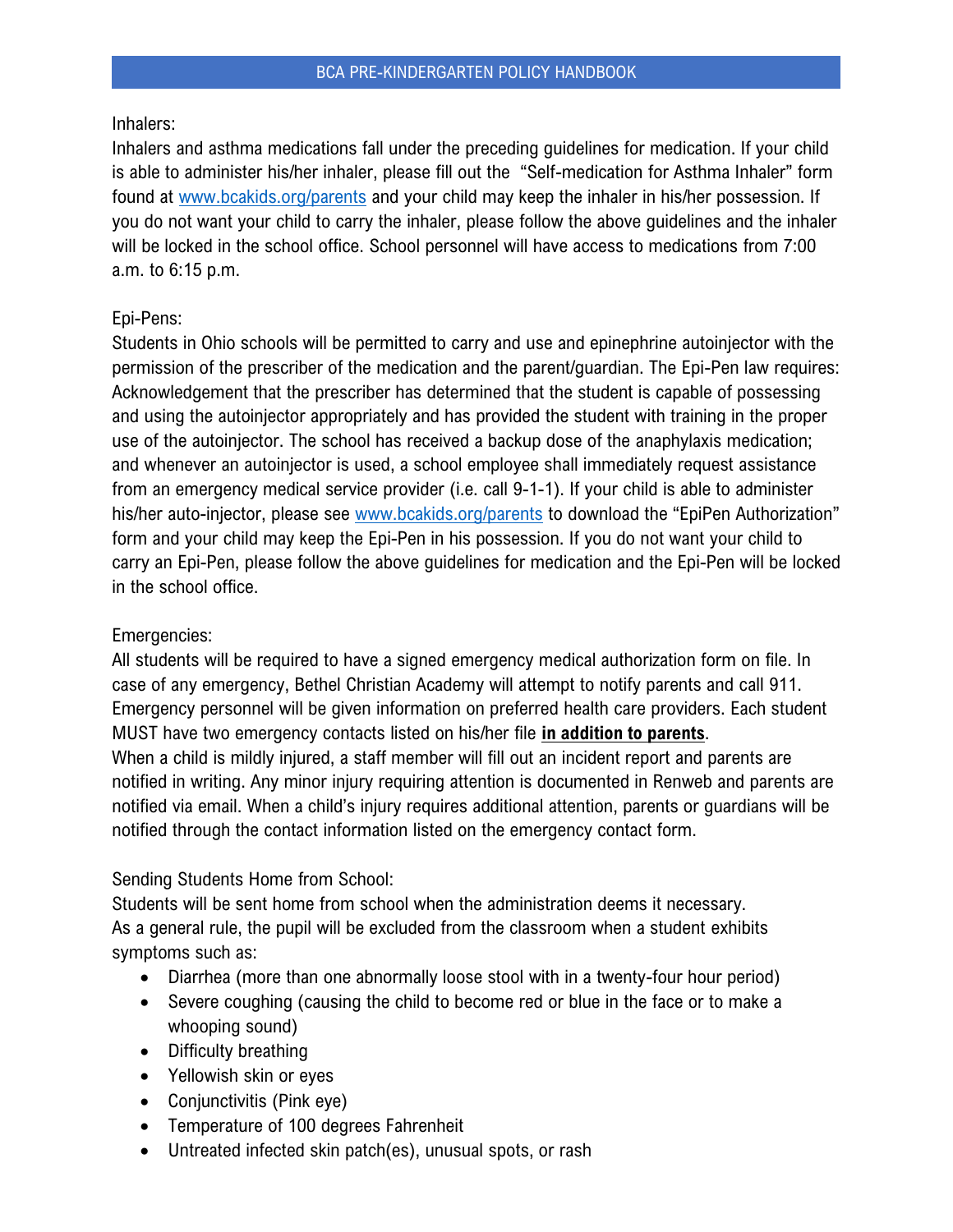Inhalers:

Inhalers and asthma medications fall under the preceding guidelines for medication. If your child is able to administer his/her inhaler, please fill out the "Self-medication for Asthma Inhaler" form found at www.bcakids.org/parents and your child may keep the inhaler in his/her possession. If you do not want your child to carry the inhaler, please follow the above guidelines and the inhaler will be locked in the school office. School personnel will have access to medications from 7:00 a.m. to 6:15 p.m.

Epi-Pens:

Students in Ohio schools will be permitted to carry and use and epinephrine autoinjector with the permission of the prescriber of the medication and the parent/guardian. The Epi-Pen law requires: Acknowledgement that the prescriber has determined that the student is capable of possessing and using the autoinjector appropriately and has provided the student with training in the proper use of the autoinjector. The school has received a backup dose of the anaphylaxis medication; and whenever an autoinjector is used, a school employee shall immediately request assistance from an emergency medical service provider (i.e. call 9-1-1). If your child is able to administer his/her auto-injector, please see www.bcakids.org/parents to download the "EpiPen Authorization" form and your child may keep the Epi-Pen in his possession. If you do not want your child to carry an Epi-Pen, please follow the above guidelines for medication and the Epi-Pen will be locked in the school office.

Emergencies:

All students will be required to have a signed emergency medical authorization form on file. In case of any emergency, Bethel Christian Academy will attempt to notify parents and call 911. Emergency personnel will be given information on preferred health care providers. Each student MUST have two emergency contacts listed on his/her file **in addition to parents**.

When a child is mildly injured, a staff member will fill out an incident report and parents are notified in writing. Any minor injury requiring attention is documented in Renweb and parents are notified via email. When a child's injury requires additional attention, parents or guardians will be notified through the contact information listed on the emergency contact form.

Sending Students Home from School:

Students will be sent home from school when the administration deems it necessary.

As a general rule, the pupil will be excluded from the classroom when a student exhibits symptoms such as:

- Diarrhea (more than one abnormally loose stool with in a twenty-four hour period)
- Severe coughing (causing the child to become red or blue in the face or to make a whooping sound)
- Difficulty breathing
- Yellowish skin or eyes
- Conjunctivitis (Pink eye)
- Temperature of 100 degrees Fahrenheit
- Untreated infected skin patch(es), unusual spots, or rash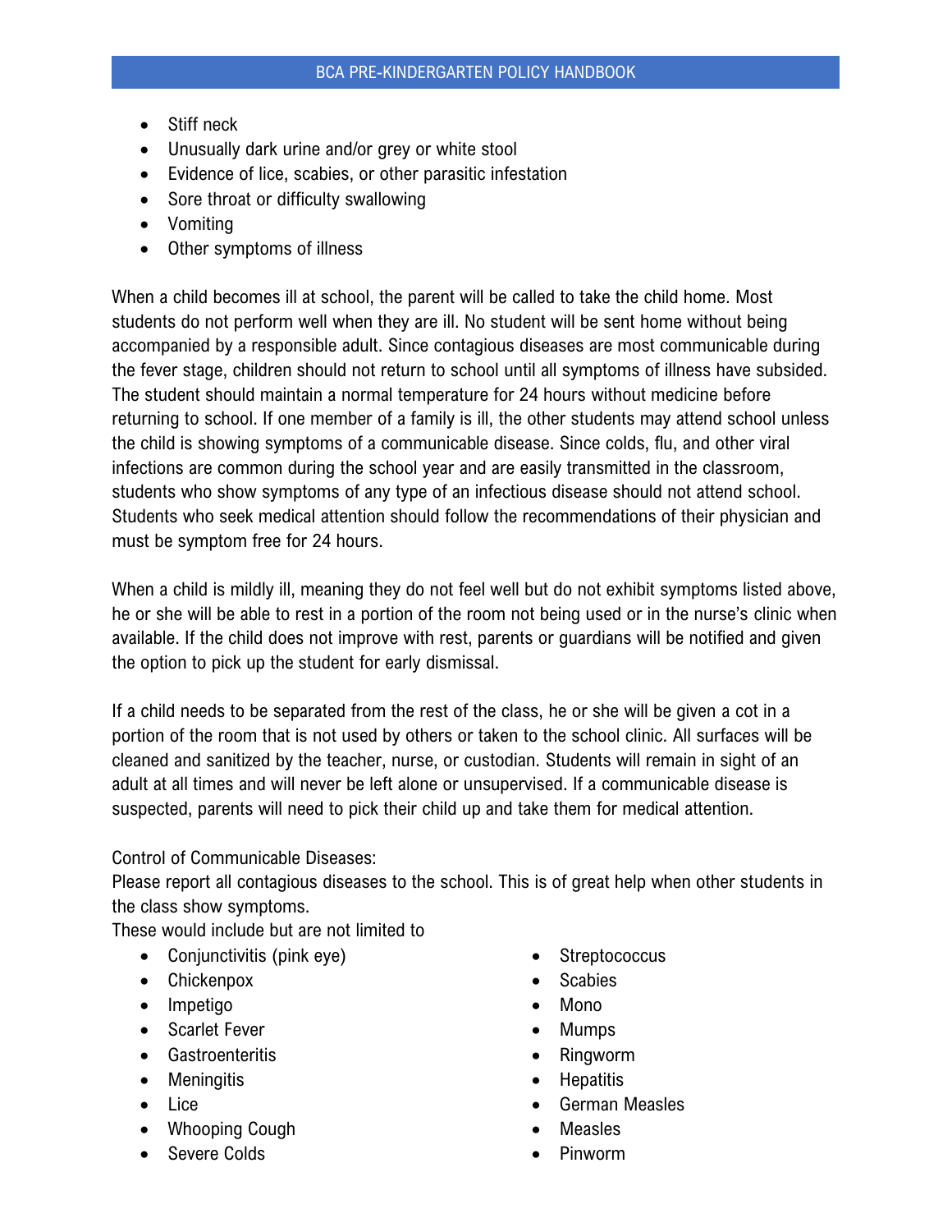- Stiff neck
- Unusually dark urine and/or grey or white stool
- Evidence of lice, scabies, or other parasitic infestation
- Sore throat or difficulty swallowing
- Vomiting
- Other symptoms of illness

When a child becomes ill at school, the parent will be called to take the child home. Most students do not perform well when they are ill. No student will be sent home without being accompanied by a responsible adult. Since contagious diseases are most communicable during the fever stage, children should not return to school until all symptoms of illness have subsided. The student should maintain a normal temperature for 24 hours without medicine before returning to school. If one member of a family is ill, the other students may attend school unless the child is showing symptoms of a communicable disease. Since colds, flu, and other viral infections are common during the school year and are easily transmitted in the classroom, students who show symptoms of any type of an infectious disease should not attend school. Students who seek medical attention should follow the recommendations of their physician and must be symptom free for 24 hours.

When a child is mildly ill, meaning they do not feel well but do not exhibit symptoms listed above, he or she will be able to rest in a portion of the room not being used or in the nurse's clinic when available. If the child does not improve with rest, parents or guardians will be notified and given the option to pick up the student for early dismissal.

If a child needs to be separated from the rest of the class, he or she will be given a cot in a portion of the room that is not used by others or taken to the school clinic. All surfaces will be cleaned and sanitized by the teacher, nurse, or custodian. Students will remain in sight of an adult at all times and will never be left alone or unsupervised. If a communicable disease is suspected, parents will need to pick their child up and take them for medical attention.

Control of Communicable Diseases:
Please report all contagious diseases to the school. This is of great help when other students in the class show symptoms.
These would include but are not limited to

- Conjunctivitis (pink eye)
- Chickenpox
- Impetigo
- Scarlet Fever
- Gastroenteritis
- Meningitis
- Lice
- Whooping Cough
- Severe Colds
- Streptococcus
- Scabies
- Mono
- Mumps
- Ringworm
- Hepatitis
- German Measles
- Measles
- Pinworm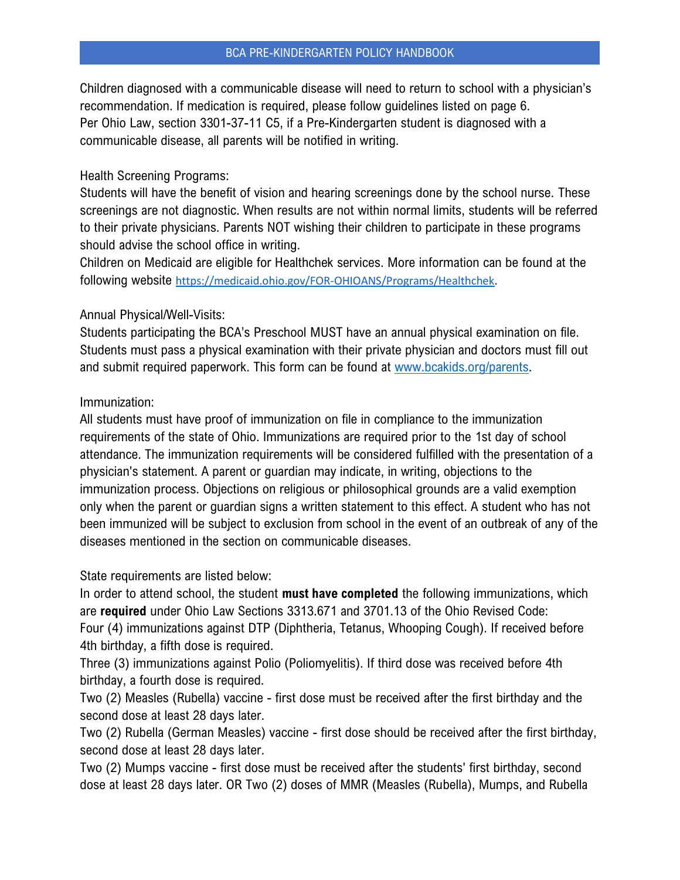Children diagnosed with a communicable disease will need to return to school with a physician's recommendation. If medication is required, please follow guidelines listed on page 6.
Per Ohio Law, section 3301-37-11 C5, if a Pre-Kindergarten student is diagnosed with a communicable disease, all parents will be notified in writing.

Health Screening Programs:
Students will have the benefit of vision and hearing screenings done by the school nurse. These screenings are not diagnostic. When results are not within normal limits, students will be referred to their private physicians. Parents NOT wishing their children to participate in these programs should advise the school office in writing.
Children on Medicaid are eligible for Healthchek services. More information can be found at the following website [https://medicaid.ohio.gov/FOR-OHIOANS/Programs/Healthchek](https://medicaid.ohio.gov/FOR-OHIOANS/Programs/Healthchek).

Annual Physical/Well-Visits:
Students participating the BCA's Preschool MUST have an annual physical examination on file. Students must pass a physical examination with their private physician and doctors must fill out and submit required paperwork. This form can be found at [www.bcakids.org/parents](www.bcakids.org/parents).

Immunization:
All students must have proof of immunization on file in compliance to the immunization requirements of the state of Ohio. Immunizations are required prior to the 1st day of school attendance. The immunization requirements will be considered fulfilled with the presentation of a physician's statement. A parent or guardian may indicate, in writing, objections to the immunization process. Objections on religious or philosophical grounds are a valid exemption only when the parent or guardian signs a written statement to this effect. A student who has not been immunized will be subject to exclusion from school in the event of an outbreak of any of the diseases mentioned in the section on communicable diseases.

State requirements are listed below:
In order to attend school, the student **must have completed** the following immunizations, which are **required** under Ohio Law Sections 3313.671 and 3701.13 of the Ohio Revised Code:
Four (4) immunizations against DTP (Diphtheria, Tetanus, Whooping Cough). If received before 4th birthday, a fifth dose is required.
Three (3) immunizations against Polio (Poliomyelitis). If third dose was received before 4th birthday, a fourth dose is required.
Two (2) Measles (Rubella) vaccine - first dose must be received after the first birthday and the second dose at least 28 days later.
Two (2) Rubella (German Measles) vaccine - first dose should be received after the first birthday, second dose at least 28 days later.
Two (2) Mumps vaccine - first dose must be received after the students' first birthday, second dose at least 28 days later. OR Two (2) doses of MMR (Measles (Rubella), Mumps, and Rubella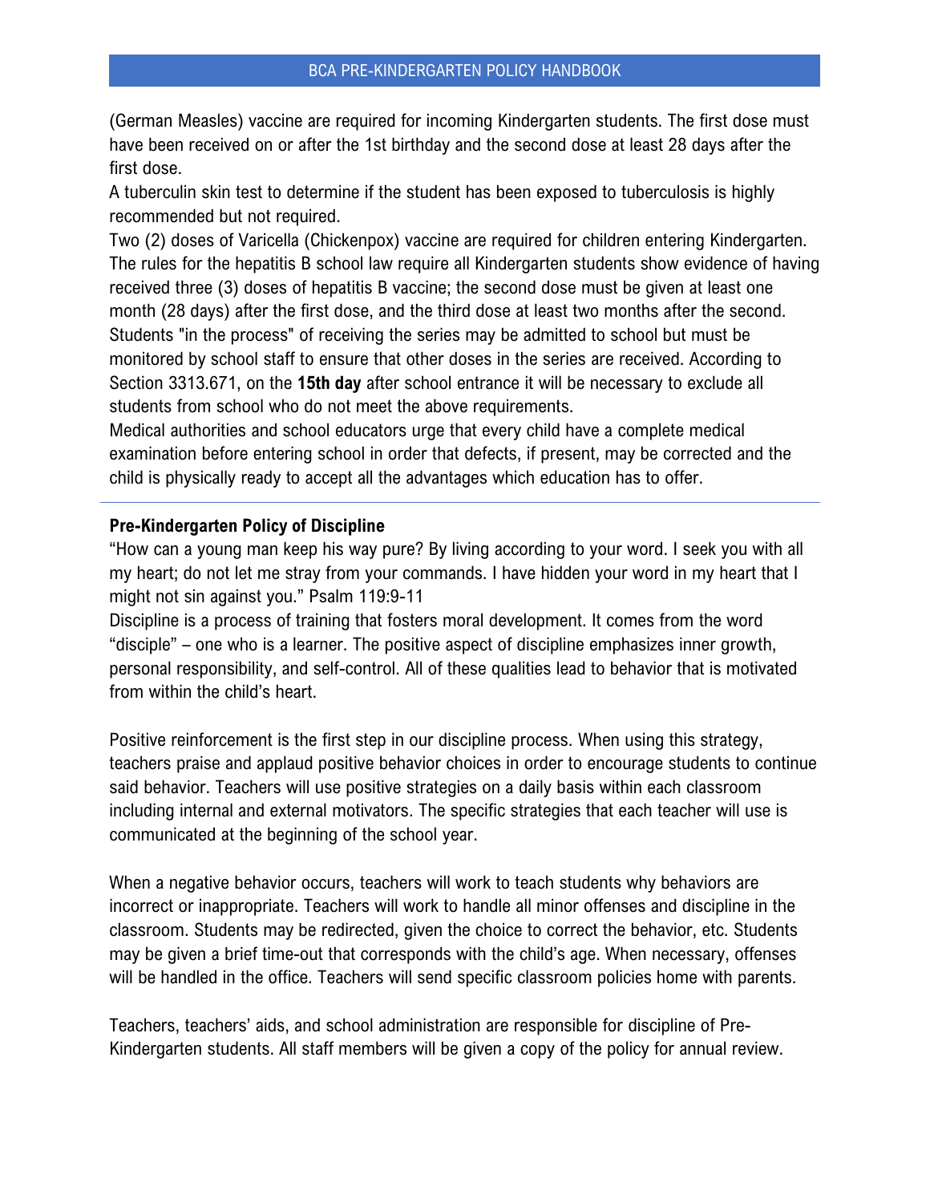(German Measles) vaccine are required for incoming Kindergarten students. The first dose must have been received on or after the 1st birthday and the second dose at least 28 days after the first dose.

A tuberculin skin test to determine if the student has been exposed to tuberculosis is highly recommended but not required.

Two (2) doses of Varicella (Chickenpox) vaccine are required for children entering Kindergarten. The rules for the hepatitis B school law require all Kindergarten students show evidence of having received three (3) doses of hepatitis B vaccine; the second dose must be given at least one month (28 days) after the first dose, and the third dose at least two months after the second. Students "in the process" of receiving the series may be admitted to school but must be monitored by school staff to ensure that other doses in the series are received. According to Section 3313.671, on the **15th day** after school entrance it will be necessary to exclude all students from school who do not meet the above requirements.

Medical authorities and school educators urge that every child have a complete medical examination before entering school in order that defects, if present, may be corrected and the child is physically ready to accept all the advantages which education has to offer.

---

**Pre-Kindergarten Policy of Discipline**

"How can a young man keep his way pure? By living according to your word. I seek you with all my heart; do not let me stray from your commands. I have hidden your word in my heart that I might not sin against you." Psalm 119:9-11

Discipline is a process of training that fosters moral development. It comes from the word "disciple" – one who is a learner. The positive aspect of discipline emphasizes inner growth, personal responsibility, and self-control. All of these qualities lead to behavior that is motivated from within the child's heart.

Positive reinforcement is the first step in our discipline process. When using this strategy, teachers praise and applaud positive behavior choices in order to encourage students to continue said behavior. Teachers will use positive strategies on a daily basis within each classroom including internal and external motivators. The specific strategies that each teacher will use is communicated at the beginning of the school year.

When a negative behavior occurs, teachers will work to teach students why behaviors are incorrect or inappropriate. Teachers will work to handle all minor offenses and discipline in the classroom. Students may be redirected, given the choice to correct the behavior, etc. Students may be given a brief time-out that corresponds with the child's age. When necessary, offenses will be handled in the office. Teachers will send specific classroom policies home with parents.

Teachers, teachers' aids, and school administration are responsible for discipline of Pre-Kindergarten students. All staff members will be given a copy of the policy for annual review.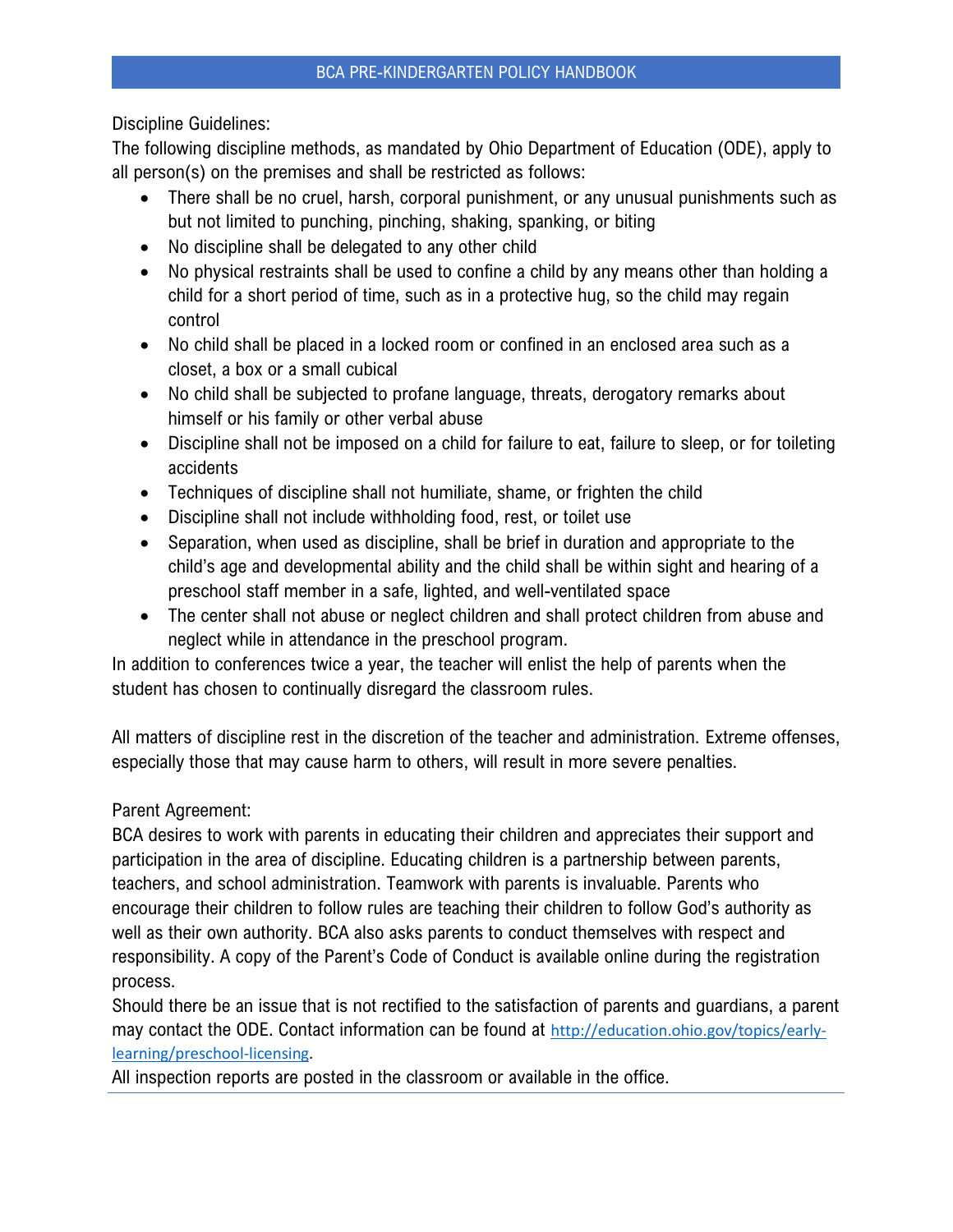Discipline Guidelines:

The following discipline methods, as mandated by Ohio Department of Education (ODE), apply to all person(s) on the premises and shall be restricted as follows:

- There shall be no cruel, harsh, corporal punishment, or any unusual punishments such as but not limited to punching, pinching, shaking, spanking, or biting
- No discipline shall be delegated to any other child
- No physical restraints shall be used to confine a child by any means other than holding a child for a short period of time, such as in a protective hug, so the child may regain control
- No child shall be placed in a locked room or confined in an enclosed area such as a closet, a box or a small cubical
- No child shall be subjected to profane language, threats, derogatory remarks about himself or his family or other verbal abuse
- Discipline shall not be imposed on a child for failure to eat, failure to sleep, or for toileting accidents
- Techniques of discipline shall not humiliate, shame, or frighten the child
- Discipline shall not include withholding food, rest, or toilet use
- Separation, when used as discipline, shall be brief in duration and appropriate to the child's age and developmental ability and the child shall be within sight and hearing of a preschool staff member in a safe, lighted, and well-ventilated space
- The center shall not abuse or neglect children and shall protect children from abuse and neglect while in attendance in the preschool program.

In addition to conferences twice a year, the teacher will enlist the help of parents when the student has chosen to continually disregard the classroom rules.

All matters of discipline rest in the discretion of the teacher and administration. Extreme offenses, especially those that may cause harm to others, will result in more severe penalties.

Parent Agreement:

BCA desires to work with parents in educating their children and appreciates their support and participation in the area of discipline. Educating children is a partnership between parents, teachers, and school administration. Teamwork with parents is invaluable. Parents who encourage their children to follow rules are teaching their children to follow God's authority as well as their own authority. BCA also asks parents to conduct themselves with respect and responsibility. A copy of the Parent's Code of Conduct is available online during the registration process.

Should there be an issue that is not rectified to the satisfaction of parents and guardians, a parent may contact the ODE. Contact information can be found at http://education.ohio.gov/topics/early-learning/preschool-licensing.

All inspection reports are posted in the classroom or available in the office.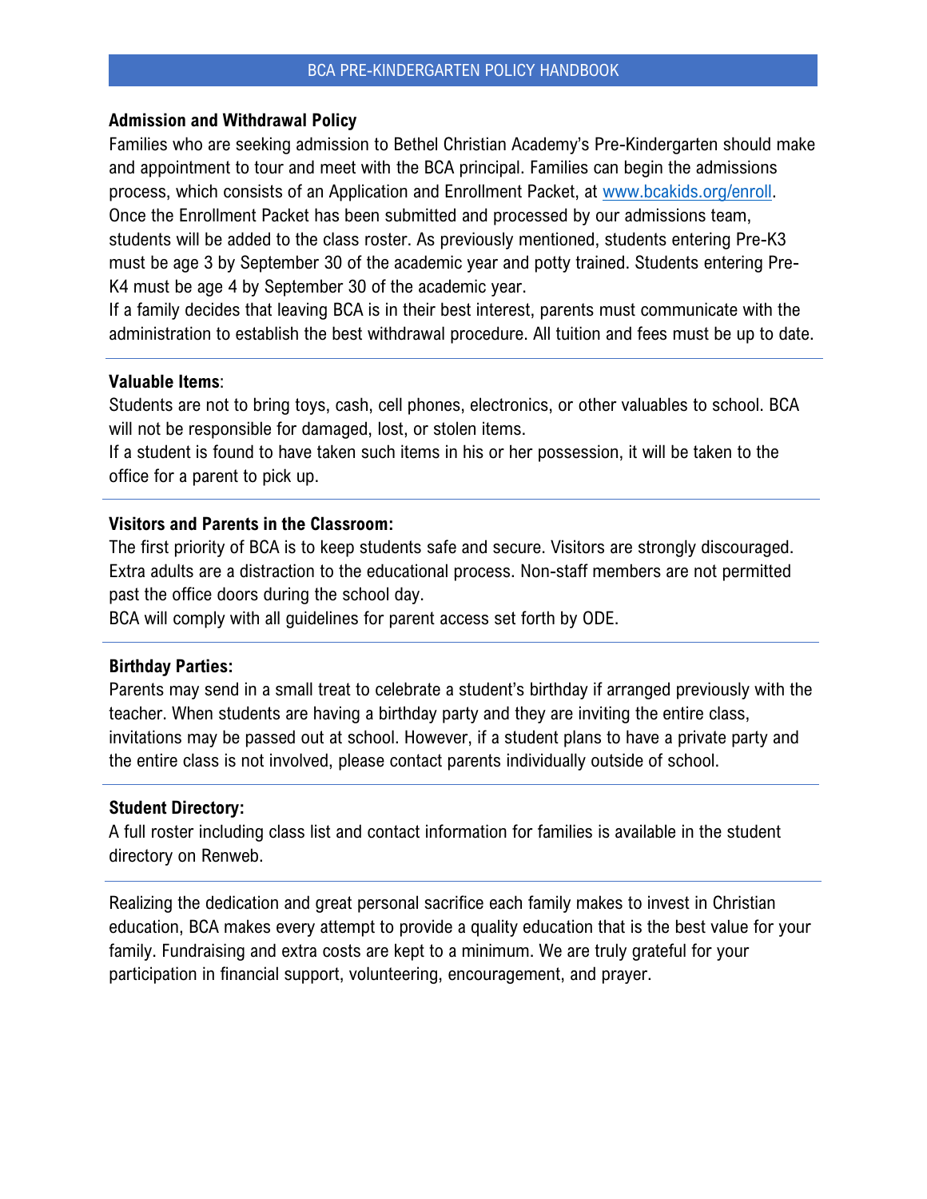**Admission and Withdrawal Policy**

Families who are seeking admission to Bethel Christian Academy's Pre-Kindergarten should make and appointment to tour and meet with the BCA principal. Families can begin the admissions process, which consists of an Application and Enrollment Packet, at www.bcakids.org/enroll. Once the Enrollment Packet has been submitted and processed by our admissions team, students will be added to the class roster. As previously mentioned, students entering Pre-K3 must be age 3 by September 30 of the academic year and potty trained. Students entering Pre-K4 must be age 4 by September 30 of the academic year.

If a family decides that leaving BCA is in their best interest, parents must communicate with the administration to establish the best withdrawal procedure. All tuition and fees must be up to date.

---

**Valuable Items**:

Students are not to bring toys, cash, cell phones, electronics, or other valuables to school. BCA will not be responsible for damaged, lost, or stolen items.

If a student is found to have taken such items in his or her possession, it will be taken to the office for a parent to pick up.

---

**Visitors and Parents in the Classroom:**

The first priority of BCA is to keep students safe and secure. Visitors are strongly discouraged. Extra adults are a distraction to the educational process. Non-staff members are not permitted past the office doors during the school day.

BCA will comply with all guidelines for parent access set forth by ODE.

---

**Birthday Parties:**

Parents may send in a small treat to celebrate a student's birthday if arranged previously with the teacher. When students are having a birthday party and they are inviting the entire class, invitations may be passed out at school. However, if a student plans to have a private party and the entire class is not involved, please contact parents individually outside of school.

---

**Student Directory:**

A full roster including class list and contact information for families is available in the student directory on Renweb.

---

Realizing the dedication and great personal sacrifice each family makes to invest in Christian education, BCA makes every attempt to provide a quality education that is the best value for your family. Fundraising and extra costs are kept to a minimum. We are truly grateful for your participation in financial support, volunteering, encouragement, and prayer.